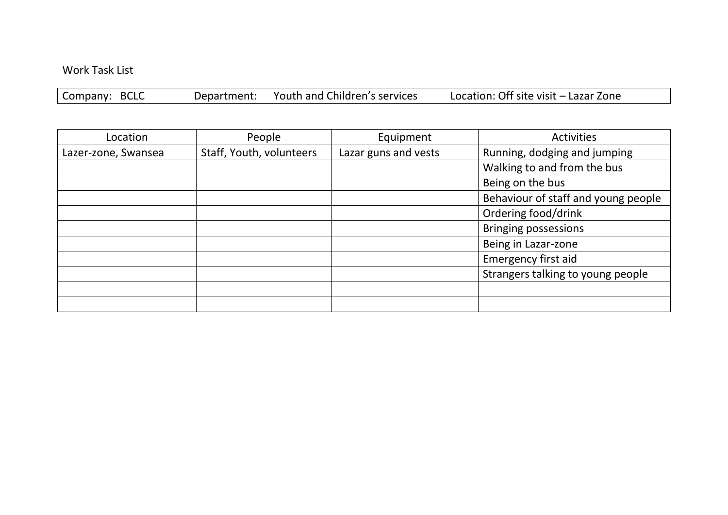Work Task List

| Company: BCLC | Department: Youth and Children's services | Location: Off site visit – Lazar Zone |
|---|---|---|

| Location | People | Equipment | Activities |
|---|---|---|---|
| Lazer-zone, Swansea | Staff, Youth, volunteers | Lazar guns and vests | Running, dodging and jumping |
| | | | Walking to and from the bus |
| | | | Being on the bus |
| | | | Behaviour of staff and young people |
| | | | Ordering food/drink |
| | | | Bringing possessions |
| | | | Being in Lazar-zone |
| | | | Emergency first aid |
| | | | Strangers talking to young people |
| | | | |
| | | | |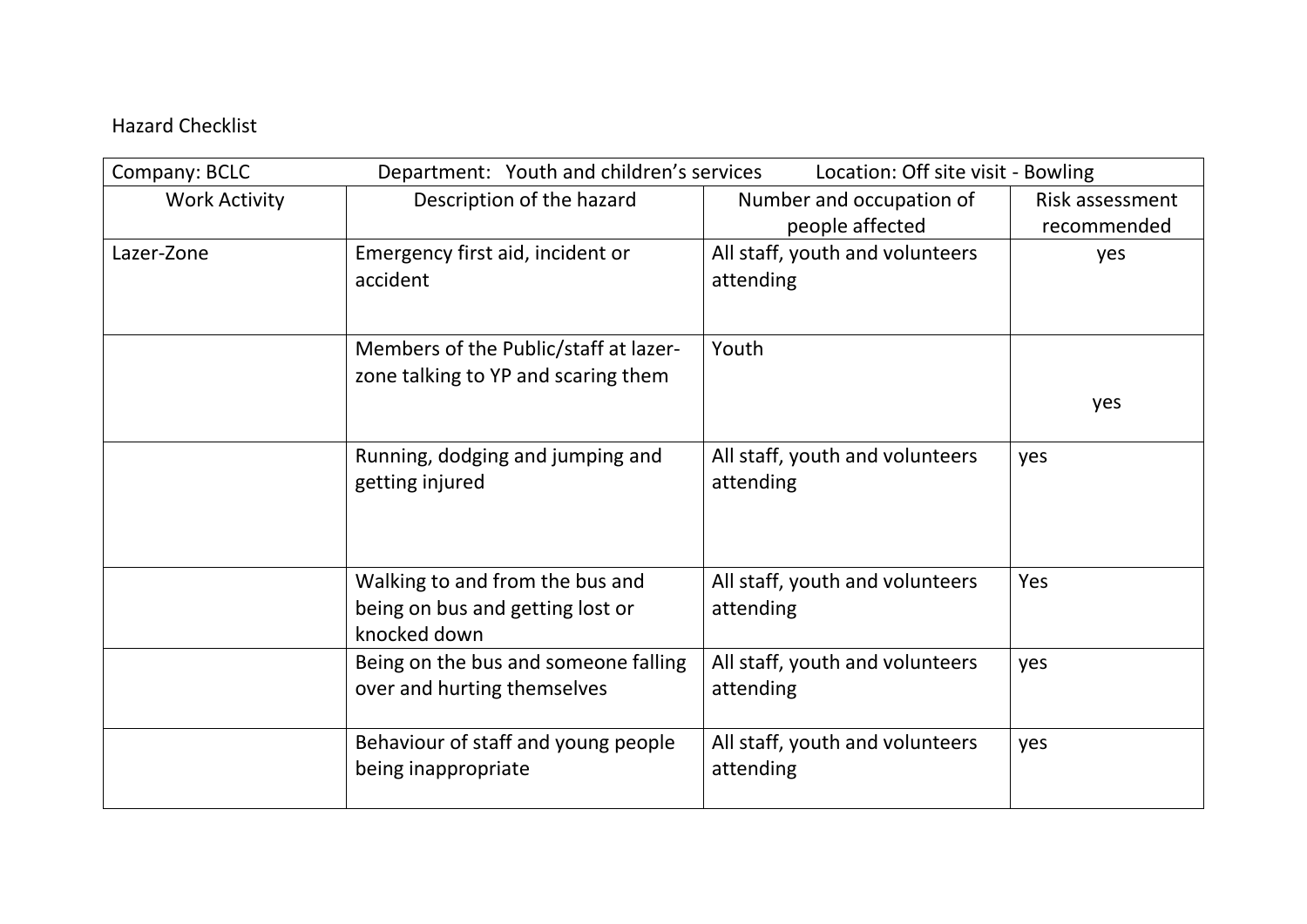Hazard Checklist

| Company: BCLC | Department: Youth and children's services | Location: Off site visit - Bowling | |
|---|---|---|---|
| Work Activity | Description of the hazard | Number and occupation of people affected | Risk assessment recommended |
| Lazer-Zone | Emergency first aid, incident or accident | All staff, youth and volunteers attending | yes |
| | Members of the Public/staff at lazer-zone talking to YP and scaring them | Youth | yes |
| | Running, dodging and jumping and getting injured | All staff, youth and volunteers attending | yes |
| | Walking to and from the bus and being on bus and getting lost or knocked down | All staff, youth and volunteers attending | Yes |
| | Being on the bus and someone falling over and hurting themselves | All staff, youth and volunteers attending | yes |
| | Behaviour of staff and young people being inappropriate | All staff, youth and volunteers attending | yes |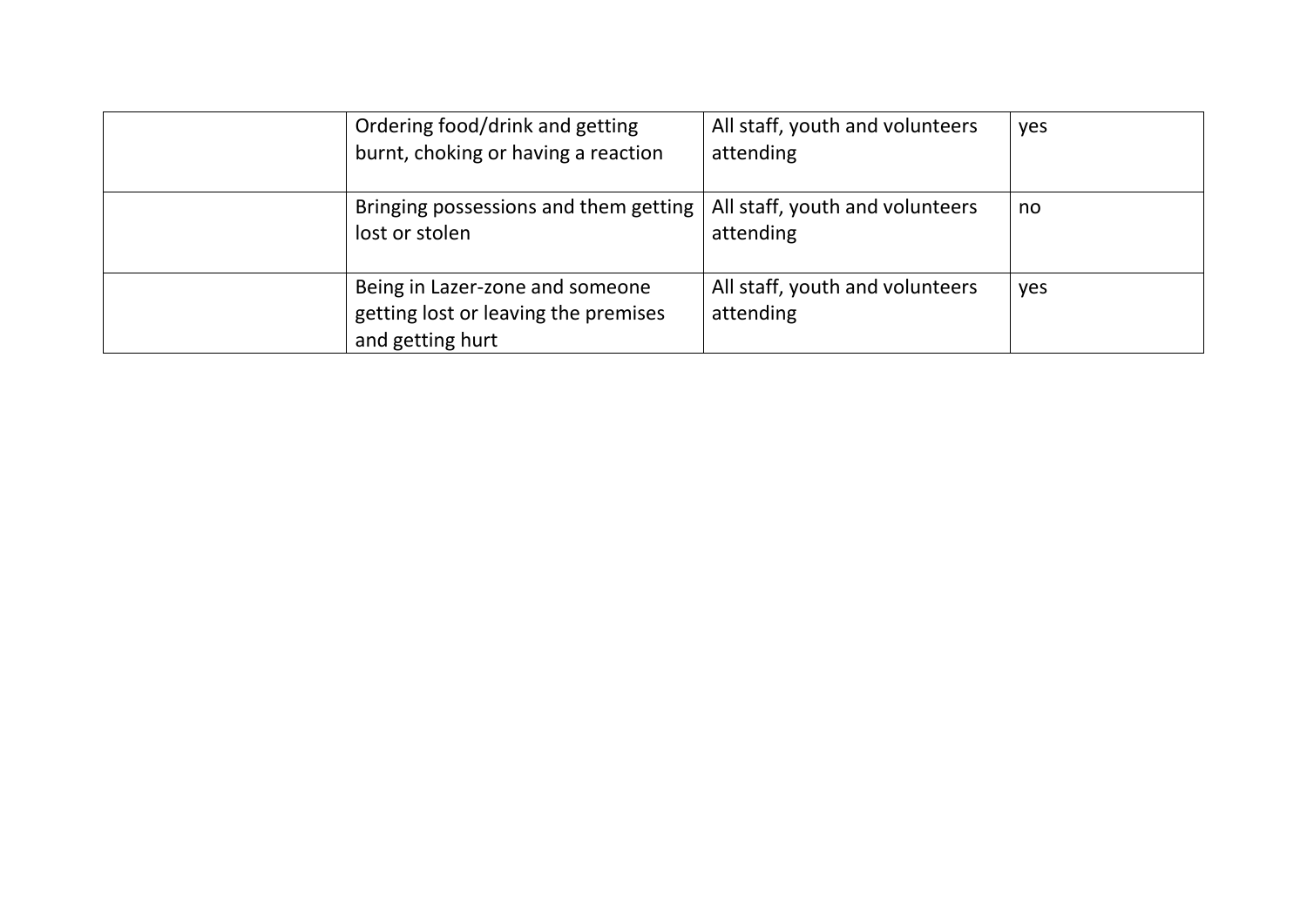| | | | |
|---|---|---|---|
| | Ordering food/drink and getting burnt, choking or having a reaction | All staff, youth and volunteers attending | yes |
| | Bringing possessions and them getting lost or stolen | All staff, youth and volunteers attending | no |
| | Being in Lazer-zone and someone getting lost or leaving the premises and getting hurt | All staff, youth and volunteers attending | yes |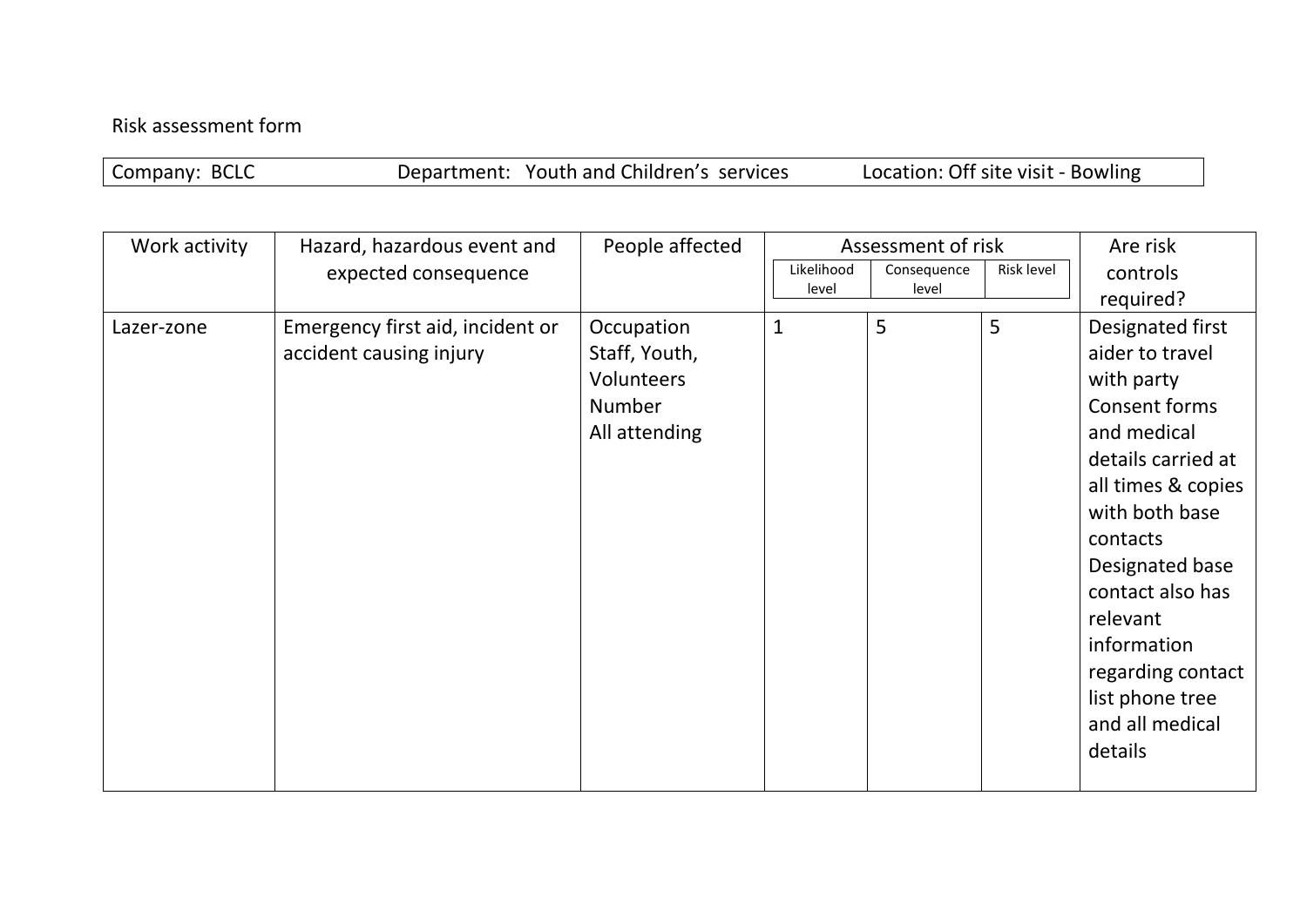Risk assessment form

| Company: BCLC | Department: Youth and Children's services | Location: Off site visit - Bowling |
| --- | --- | --- |

| Work activity | Hazard, hazardous event and expected consequence | People affected | Assessment of risk | | | Are risk controls required? |
| --- | --- | --- | --- | --- | --- | --- |
| | | | Likelihood level | Consequence level | Risk level | |
| Lazer-zone | Emergency first aid, incident or accident causing injury | Occupation Staff, Youth, Volunteers Number All attending | 1 | 5 | 5 | Designated first aider to travel with party Consent forms and medical details carried at all times & copies with both base contacts Designated base contact also has relevant information regarding contact list phone tree and all medical details |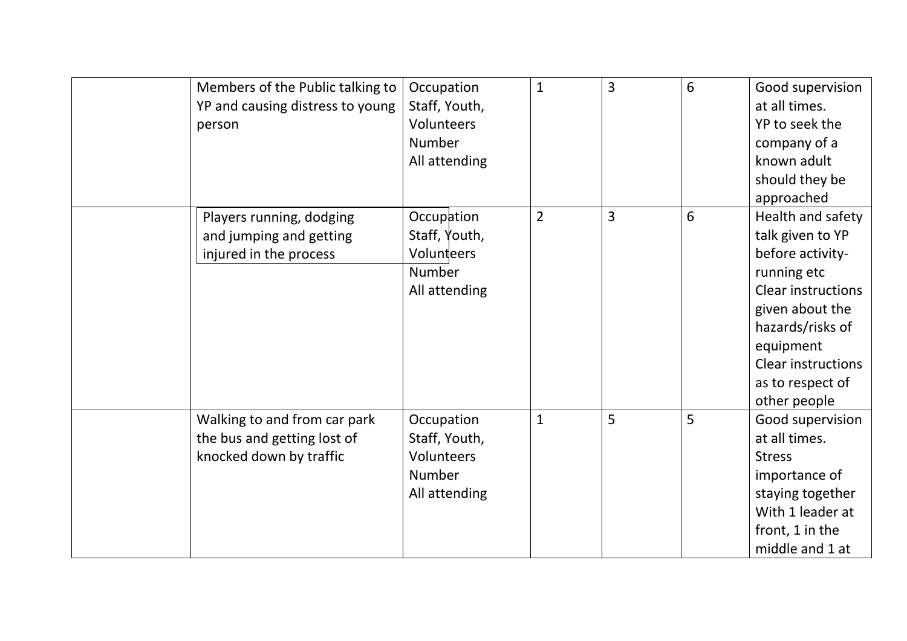| | | | | | | |
|---|---|---|---|---|---|---|
| | Members of the Public talking to YP and causing distress to young person | Occupation<br>Staff, Youth, Volunteers<br>Number<br>All attending | 1 | 3 | 6 | Good supervision at all times.<br>YP to seek the company of a known adult should they be approached |
| | Players running, dodging and jumping and getting injured in the process | Occupation<br>Staff, Youth, Volunteers<br>Number<br>All attending | 2 | 3 | 6 | Health and safety talk given to YP before activity- running etc<br>Clear instructions given about the hazards/risks of equipment<br>Clear instructions as to respect of other people |
| | Walking to and from car park the bus and getting lost of knocked down by traffic | Occupation<br>Staff, Youth, Volunteers<br>Number<br>All attending | 1 | 5 | 5 | Good supervision at all times.<br>Stress importance of staying together<br>With 1 leader at front, 1 in the middle and 1 at |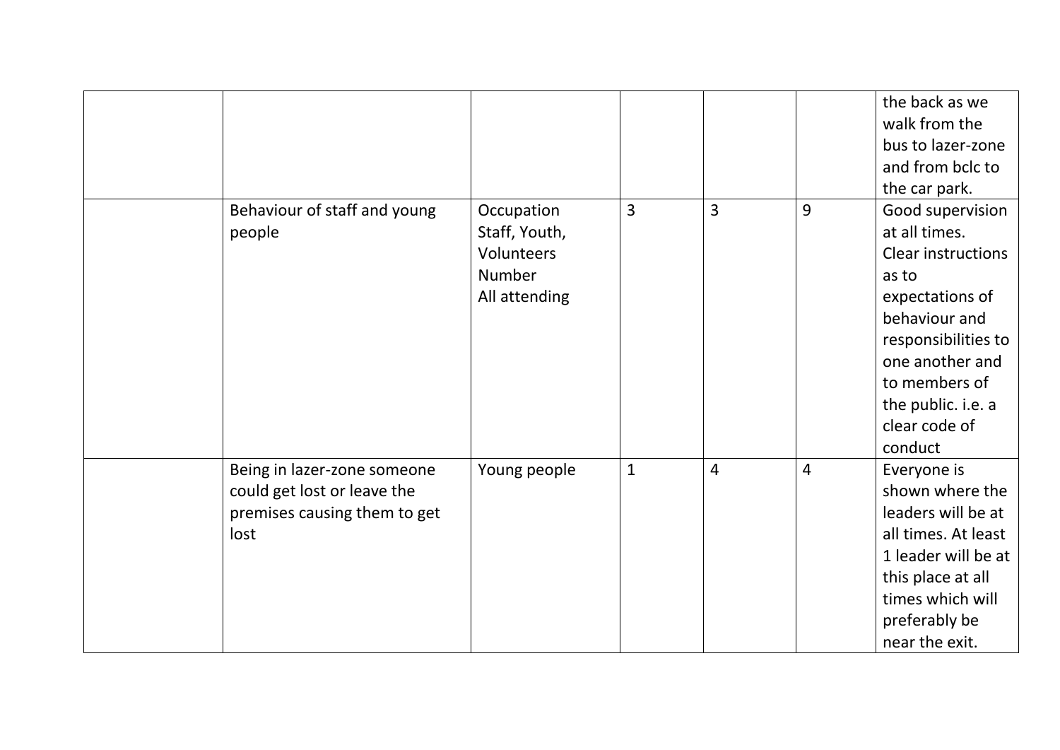| | | | | | | |
|---|---|---|---|---|---|---|
| | | | | | | the back as we walk from the bus to lazer-zone and from bclc to the car park. |
| | Behaviour of staff and young people | Occupation Staff, Youth, Volunteers Number All attending | 3 | 3 | 9 | Good supervision at all times. Clear instructions as to expectations of behaviour and responsibilities to one another and to members of the public. i.e. a clear code of conduct |
| | Being in lazer-zone someone could get lost or leave the premises causing them to get lost | Young people | 1 | 4 | 4 | Everyone is shown where the leaders will be at all times. At least 1 leader will be at this place at all times which will preferably be near the exit. |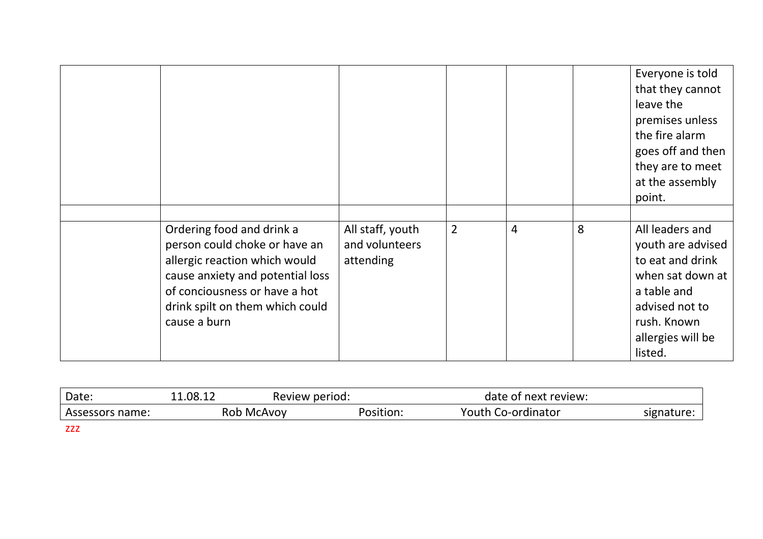| | | | | | | |
|---|---|---|---|---|---|---|
| | | | | | | Everyone is told that they cannot leave the premises unless the fire alarm goes off and then they are to meet at the assembly point. |
| | | | | | | |
| | Ordering food and drink a person could choke or have an allergic reaction which would cause anxiety and potential loss of conciousness or have a hot drink spilt on them which could cause a burn | All staff, youth and volunteers attending | 2 | 4 | 8 | All leaders and youth are advised to eat and drink when sat down at a table and advised not to rush. Known allergies will be listed. |

| | | | | | |
|---|---|---|---|---|---|
| Date: | 11.08.12 | Review period: | | date of next review: | |
| Assessors name: | Rob McAvoy | Position: | Youth Co-ordinator | | signature: |

zzz